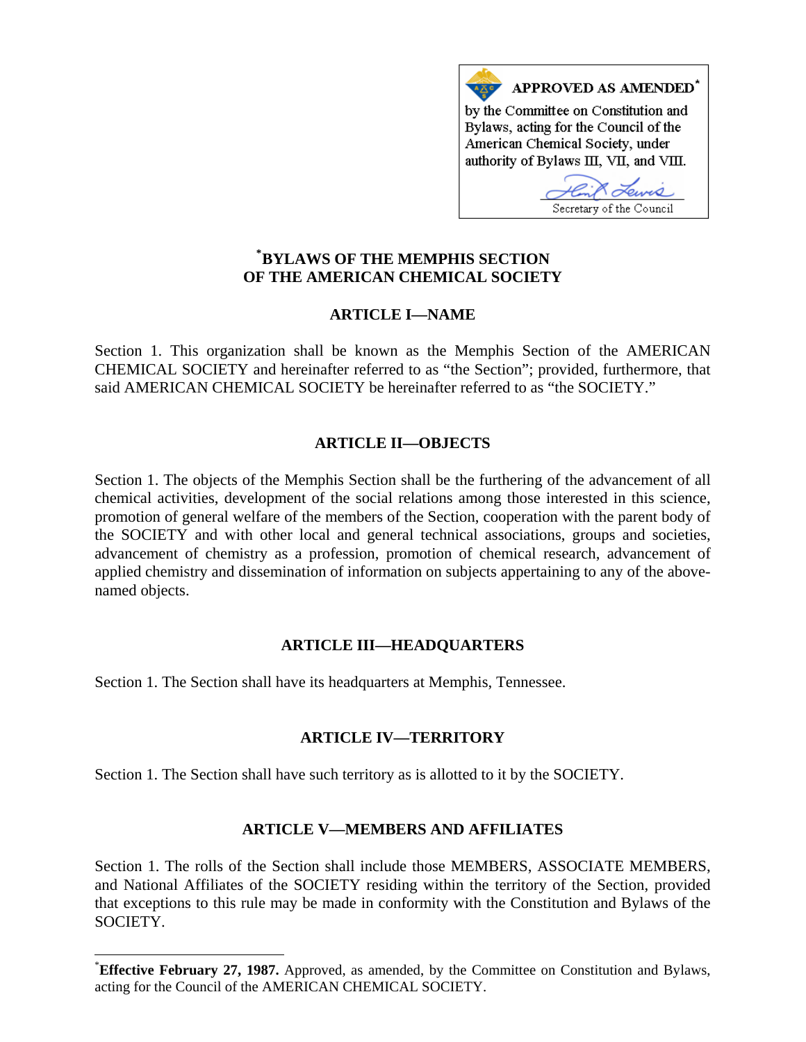**APPROVED AS AMENDED***

by the Committee on Constitution and Bylaws, acting for the Council of the American Chemical Society, under authority of Bylaws III, VII, and VIII.

Secretary of the Council

# *BYLAWS OF THE MEMPHIS SECTION OF THE AMERICAN CHEMICAL SOCIETY

## ARTICLE I—NAME

Section 1. This organization shall be known as the Memphis Section of the AMERICAN CHEMICAL SOCIETY and hereinafter referred to as "the Section"; provided, furthermore, that said AMERICAN CHEMICAL SOCIETY be hereinafter referred to as "the SOCIETY."

## ARTICLE II—OBJECTS

Section 1. The objects of the Memphis Section shall be the furthering of the advancement of all chemical activities, development of the social relations among those interested in this science, promotion of general welfare of the members of the Section, cooperation with the parent body of the SOCIETY and with other local and general technical associations, groups and societies, advancement of chemistry as a profession, promotion of chemical research, advancement of applied chemistry and dissemination of information on subjects appertaining to any of the above-named objects.

## ARTICLE III—HEADQUARTERS

Section 1. The Section shall have its headquarters at Memphis, Tennessee.

## ARTICLE IV—TERRITORY

Section 1. The Section shall have such territory as is allotted to it by the SOCIETY.

## ARTICLE V—MEMBERS AND AFFILIATES

Section 1. The rolls of the Section shall include those MEMBERS, ASSOCIATE MEMBERS, and National Affiliates of the SOCIETY residing within the territory of the Section, provided that exceptions to this rule may be made in conformity with the Constitution and Bylaws of the SOCIETY.

---

***Effective February 27, 1987.** Approved, as amended, by the Committee on Constitution and Bylaws, acting for the Council of the AMERICAN CHEMICAL SOCIETY.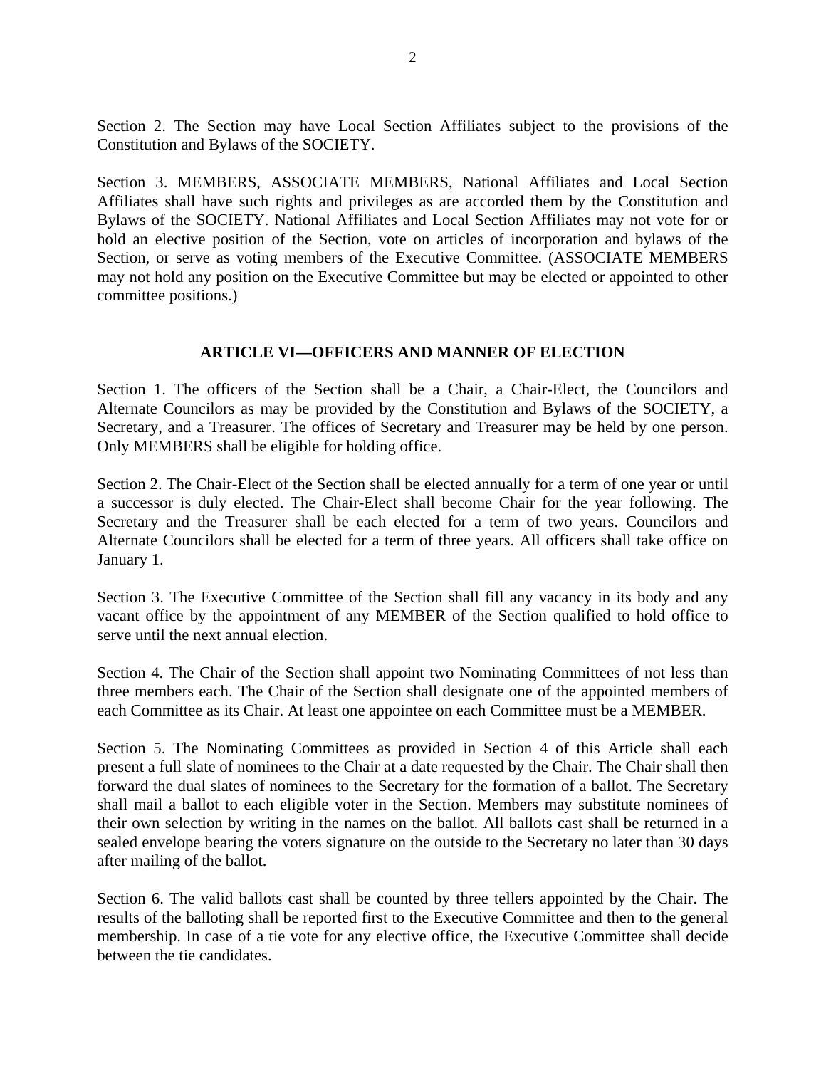Section 2. The Section may have Local Section Affiliates subject to the provisions of the Constitution and Bylaws of the SOCIETY.

Section 3. MEMBERS, ASSOCIATE MEMBERS, National Affiliates and Local Section Affiliates shall have such rights and privileges as are accorded them by the Constitution and Bylaws of the SOCIETY. National Affiliates and Local Section Affiliates may not vote for or hold an elective position of the Section, vote on articles of incorporation and bylaws of the Section, or serve as voting members of the Executive Committee. (ASSOCIATE MEMBERS may not hold any position on the Executive Committee but may be elected or appointed to other committee positions.)

## ARTICLE VI—OFFICERS AND MANNER OF ELECTION

Section 1. The officers of the Section shall be a Chair, a Chair-Elect, the Councilors and Alternate Councilors as may be provided by the Constitution and Bylaws of the SOCIETY, a Secretary, and a Treasurer. The offices of Secretary and Treasurer may be held by one person. Only MEMBERS shall be eligible for holding office.

Section 2. The Chair-Elect of the Section shall be elected annually for a term of one year or until a successor is duly elected. The Chair-Elect shall become Chair for the year following. The Secretary and the Treasurer shall be each elected for a term of two years. Councilors and Alternate Councilors shall be elected for a term of three years. All officers shall take office on January 1.

Section 3. The Executive Committee of the Section shall fill any vacancy in its body and any vacant office by the appointment of any MEMBER of the Section qualified to hold office to serve until the next annual election.

Section 4. The Chair of the Section shall appoint two Nominating Committees of not less than three members each. The Chair of the Section shall designate one of the appointed members of each Committee as its Chair. At least one appointee on each Committee must be a MEMBER.

Section 5. The Nominating Committees as provided in Section 4 of this Article shall each present a full slate of nominees to the Chair at a date requested by the Chair. The Chair shall then forward the dual slates of nominees to the Secretary for the formation of a ballot. The Secretary shall mail a ballot to each eligible voter in the Section. Members may substitute nominees of their own selection by writing in the names on the ballot. All ballots cast shall be returned in a sealed envelope bearing the voters signature on the outside to the Secretary no later than 30 days after mailing of the ballot.

Section 6. The valid ballots cast shall be counted by three tellers appointed by the Chair. The results of the balloting shall be reported first to the Executive Committee and then to the general membership. In case of a tie vote for any elective office, the Executive Committee shall decide between the tie candidates.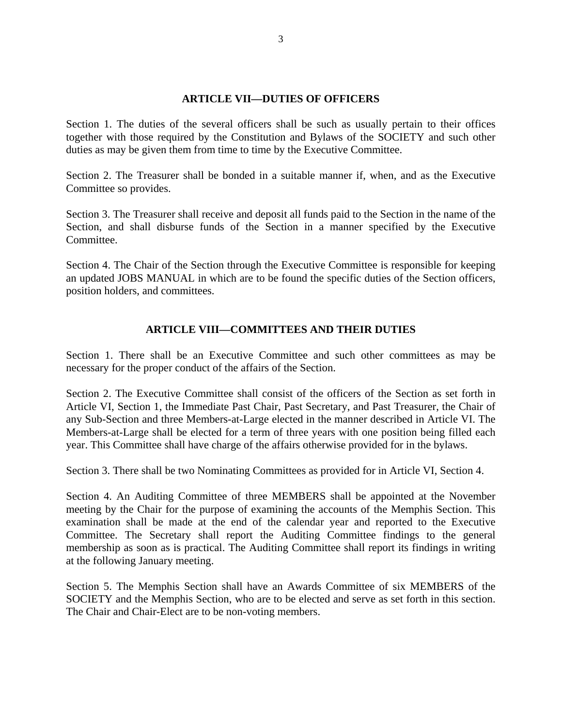## ARTICLE VII—DUTIES OF OFFICERS

Section 1. The duties of the several officers shall be such as usually pertain to their offices together with those required by the Constitution and Bylaws of the SOCIETY and such other duties as may be given them from time to time by the Executive Committee.

Section 2. The Treasurer shall be bonded in a suitable manner if, when, and as the Executive Committee so provides.

Section 3. The Treasurer shall receive and deposit all funds paid to the Section in the name of the Section, and shall disburse funds of the Section in a manner specified by the Executive Committee.

Section 4. The Chair of the Section through the Executive Committee is responsible for keeping an updated JOBS MANUAL in which are to be found the specific duties of the Section officers, position holders, and committees.

## ARTICLE VIII—COMMITTEES AND THEIR DUTIES

Section 1. There shall be an Executive Committee and such other committees as may be necessary for the proper conduct of the affairs of the Section.

Section 2. The Executive Committee shall consist of the officers of the Section as set forth in Article VI, Section 1, the Immediate Past Chair, Past Secretary, and Past Treasurer, the Chair of any Sub-Section and three Members-at-Large elected in the manner described in Article VI. The Members-at-Large shall be elected for a term of three years with one position being filled each year. This Committee shall have charge of the affairs otherwise provided for in the bylaws.

Section 3. There shall be two Nominating Committees as provided for in Article VI, Section 4.

Section 4. An Auditing Committee of three MEMBERS shall be appointed at the November meeting by the Chair for the purpose of examining the accounts of the Memphis Section. This examination shall be made at the end of the calendar year and reported to the Executive Committee. The Secretary shall report the Auditing Committee findings to the general membership as soon as is practical. The Auditing Committee shall report its findings in writing at the following January meeting.

Section 5. The Memphis Section shall have an Awards Committee of six MEMBERS of the SOCIETY and the Memphis Section, who are to be elected and serve as set forth in this section. The Chair and Chair-Elect are to be non-voting members.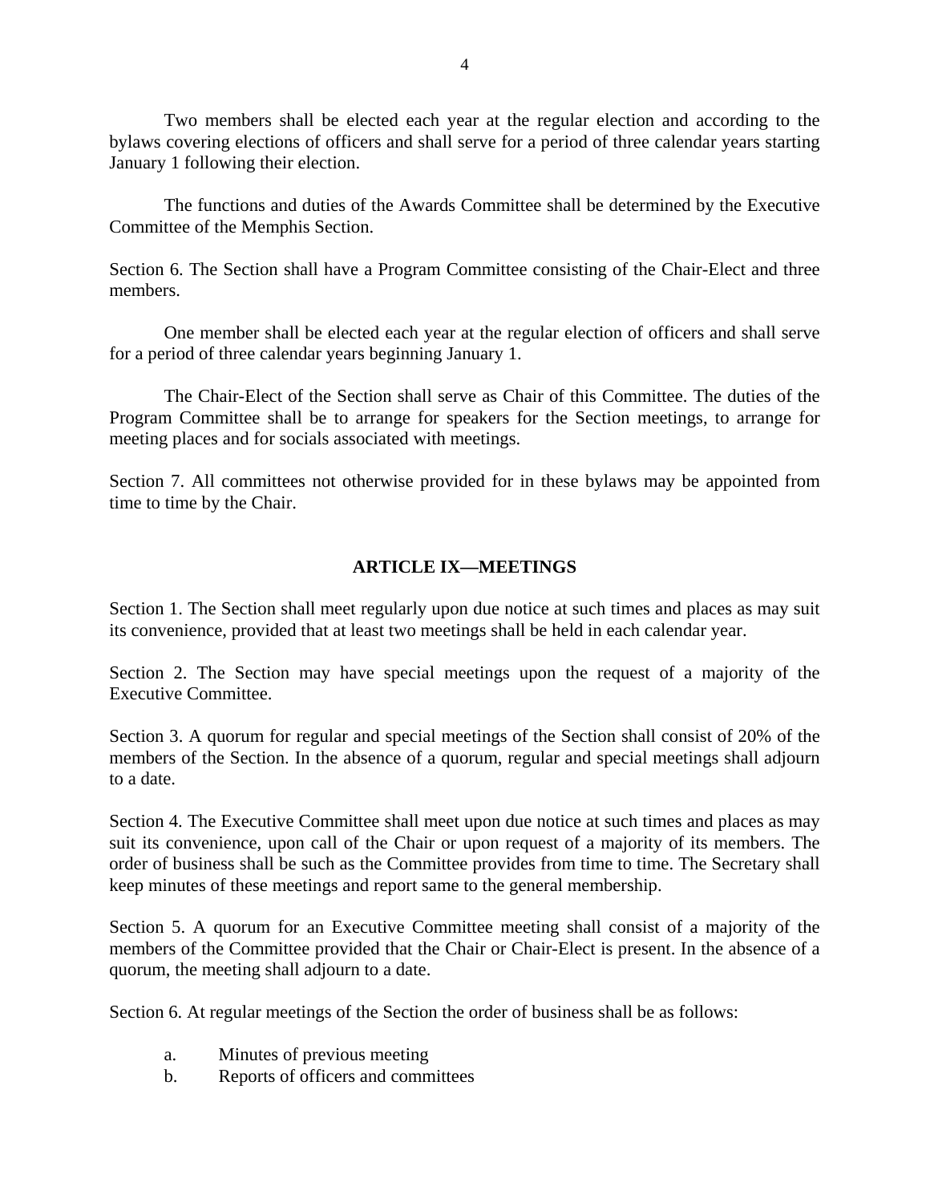Two members shall be elected each year at the regular election and according to the bylaws covering elections of officers and shall serve for a period of three calendar years starting January 1 following their election.

The functions and duties of the Awards Committee shall be determined by the Executive Committee of the Memphis Section.

Section 6. The Section shall have a Program Committee consisting of the Chair-Elect and three members.

One member shall be elected each year at the regular election of officers and shall serve for a period of three calendar years beginning January 1.

The Chair-Elect of the Section shall serve as Chair of this Committee. The duties of the Program Committee shall be to arrange for speakers for the Section meetings, to arrange for meeting places and for socials associated with meetings.

Section 7. All committees not otherwise provided for in these bylaws may be appointed from time to time by the Chair.

## ARTICLE IX—MEETINGS

Section 1. The Section shall meet regularly upon due notice at such times and places as may suit its convenience, provided that at least two meetings shall be held in each calendar year.

Section 2. The Section may have special meetings upon the request of a majority of the Executive Committee.

Section 3. A quorum for regular and special meetings of the Section shall consist of 20% of the members of the Section. In the absence of a quorum, regular and special meetings shall adjourn to a date.

Section 4. The Executive Committee shall meet upon due notice at such times and places as may suit its convenience, upon call of the Chair or upon request of a majority of its members. The order of business shall be such as the Committee provides from time to time. The Secretary shall keep minutes of these meetings and report same to the general membership.

Section 5. A quorum for an Executive Committee meeting shall consist of a majority of the members of the Committee provided that the Chair or Chair-Elect is present. In the absence of a quorum, the meeting shall adjourn to a date.

Section 6. At regular meetings of the Section the order of business shall be as follows:

a. Minutes of previous meeting
b. Reports of officers and committees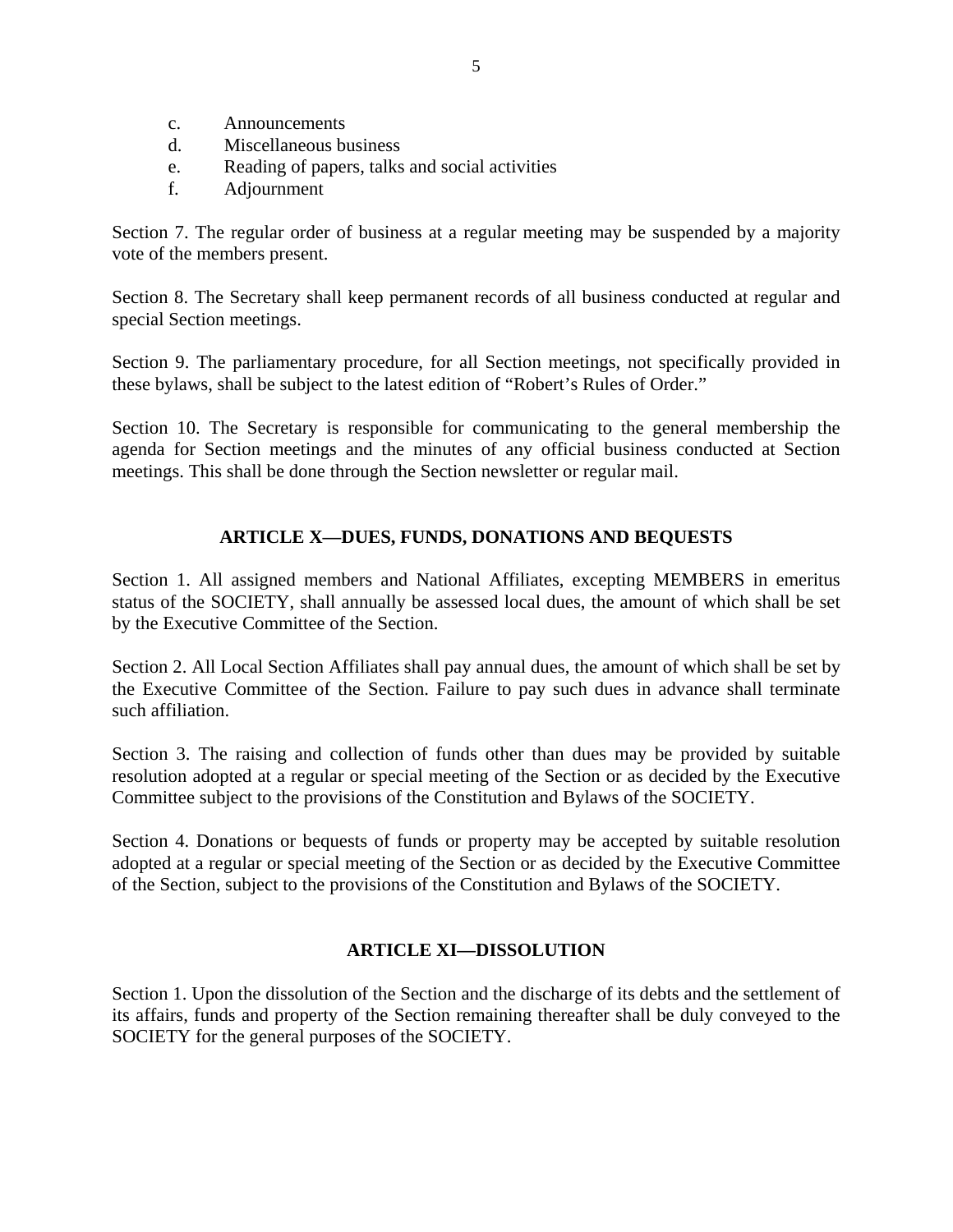c. Announcements
d. Miscellaneous business
e. Reading of papers, talks and social activities
f. Adjournment

Section 7. The regular order of business at a regular meeting may be suspended by a majority vote of the members present.

Section 8. The Secretary shall keep permanent records of all business conducted at regular and special Section meetings.

Section 9. The parliamentary procedure, for all Section meetings, not specifically provided in these bylaws, shall be subject to the latest edition of "Robert's Rules of Order."

Section 10. The Secretary is responsible for communicating to the general membership the agenda for Section meetings and the minutes of any official business conducted at Section meetings. This shall be done through the Section newsletter or regular mail.

## ARTICLE X—DUES, FUNDS, DONATIONS AND BEQUESTS

Section 1. All assigned members and National Affiliates, excepting MEMBERS in emeritus status of the SOCIETY, shall annually be assessed local dues, the amount of which shall be set by the Executive Committee of the Section.

Section 2. All Local Section Affiliates shall pay annual dues, the amount of which shall be set by the Executive Committee of the Section. Failure to pay such dues in advance shall terminate such affiliation.

Section 3. The raising and collection of funds other than dues may be provided by suitable resolution adopted at a regular or special meeting of the Section or as decided by the Executive Committee subject to the provisions of the Constitution and Bylaws of the SOCIETY.

Section 4. Donations or bequests of funds or property may be accepted by suitable resolution adopted at a regular or special meeting of the Section or as decided by the Executive Committee of the Section, subject to the provisions of the Constitution and Bylaws of the SOCIETY.

## ARTICLE XI—DISSOLUTION

Section 1. Upon the dissolution of the Section and the discharge of its debts and the settlement of its affairs, funds and property of the Section remaining thereafter shall be duly conveyed to the SOCIETY for the general purposes of the SOCIETY.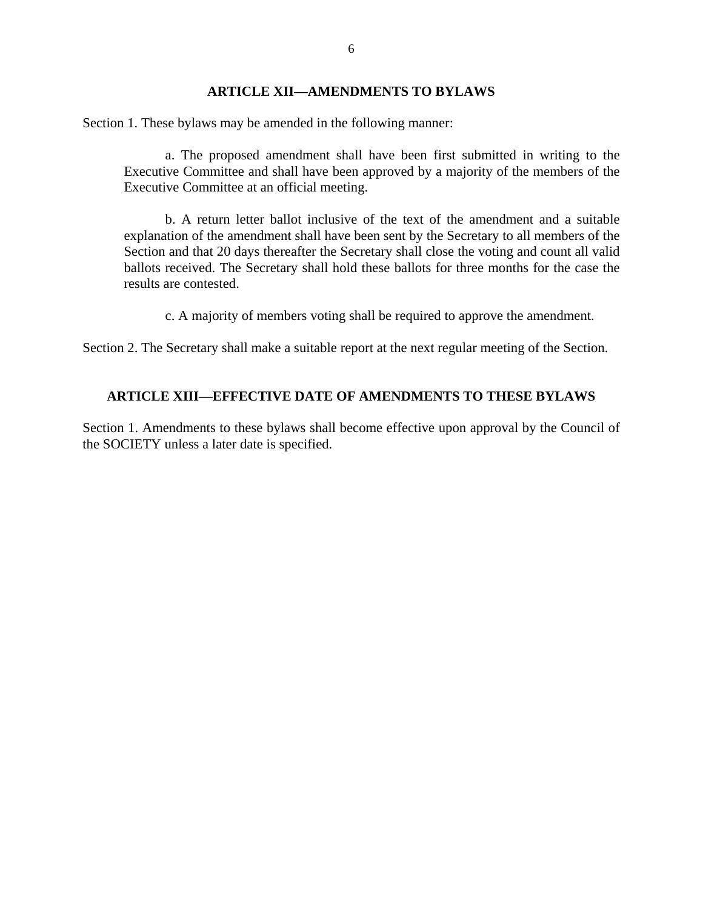## ARTICLE XII—AMENDMENTS TO BYLAWS

Section 1. These bylaws may be amended in the following manner:

a. The proposed amendment shall have been first submitted in writing to the Executive Committee and shall have been approved by a majority of the members of the Executive Committee at an official meeting.

b. A return letter ballot inclusive of the text of the amendment and a suitable explanation of the amendment shall have been sent by the Secretary to all members of the Section and that 20 days thereafter the Secretary shall close the voting and count all valid ballots received. The Secretary shall hold these ballots for three months for the case the results are contested.

c. A majority of members voting shall be required to approve the amendment.

Section 2. The Secretary shall make a suitable report at the next regular meeting of the Section.

## ARTICLE XIII—EFFECTIVE DATE OF AMENDMENTS TO THESE BYLAWS

Section 1. Amendments to these bylaws shall become effective upon approval by the Council of the SOCIETY unless a later date is specified.